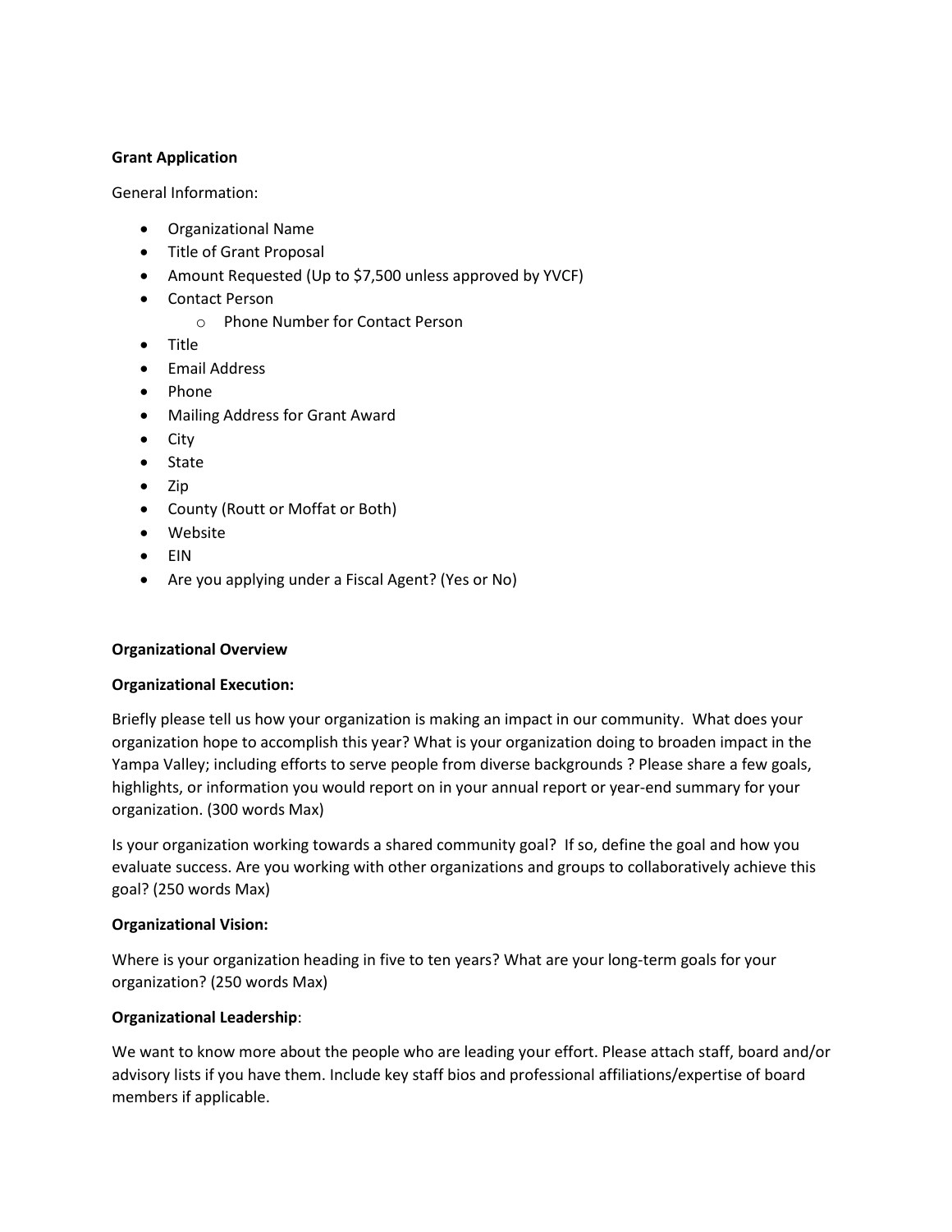**Grant Application**

General Information:

- Organizational Name
- Title of Grant Proposal
- Amount Requested (Up to $7,500 unless approved by YVCF)
- Contact Person
    - Phone Number for Contact Person
- Title
- Email Address
- Phone
- Mailing Address for Grant Award
- City
- State
- Zip
- County (Routt or Moffat or Both)
- Website
- EIN
- Are you applying under a Fiscal Agent? (Yes or No)

**Organizational Overview**

**Organizational Execution:**

Briefly please tell us how your organization is making an impact in our community. What does your organization hope to accomplish this year? What is your organization doing to broaden impact in the Yampa Valley; including efforts to serve people from diverse backgrounds ? Please share a few goals, highlights, or information you would report on in your annual report or year-end summary for your organization. (300 words Max)

Is your organization working towards a shared community goal? If so, define the goal and how you evaluate success. Are you working with other organizations and groups to collaboratively achieve this goal? (250 words Max)

**Organizational Vision:**

Where is your organization heading in five to ten years? What are your long-term goals for your organization? (250 words Max)

**Organizational Leadership**:

We want to know more about the people who are leading your effort. Please attach staff, board and/or advisory lists if you have them. Include key staff bios and professional affiliations/expertise of board members if applicable.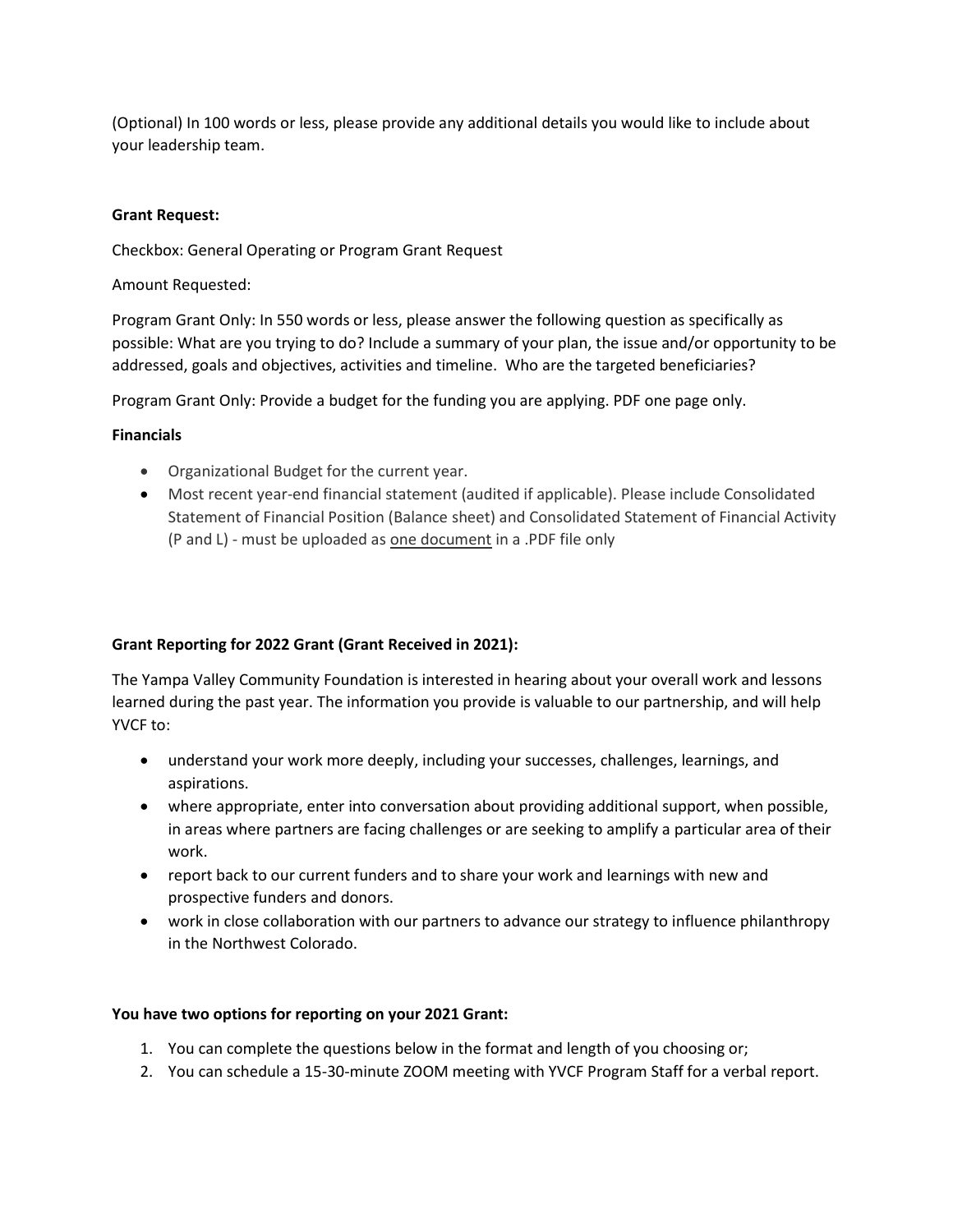(Optional) In 100 words or less, please provide any additional details you would like to include about your leadership team.

**Grant Request:**

Checkbox: General Operating or Program Grant Request

Amount Requested:

Program Grant Only: In 550 words or less, please answer the following question as specifically as possible: What are you trying to do? Include a summary of your plan, the issue and/or opportunity to be addressed, goals and objectives, activities and timeline. Who are the targeted beneficiaries?

Program Grant Only: Provide a budget for the funding you are applying. PDF one page only.

**Financials**

- Organizational Budget for the current year.
- Most recent year-end financial statement (audited if applicable). Please include Consolidated Statement of Financial Position (Balance sheet) and Consolidated Statement of Financial Activity (P and L) - must be uploaded as <u>one document</u> in a .PDF file only

**Grant Reporting for 2022 Grant (Grant Received in 2021):**

The Yampa Valley Community Foundation is interested in hearing about your overall work and lessons learned during the past year. The information you provide is valuable to our partnership, and will help YVCF to:

- understand your work more deeply, including your successes, challenges, learnings, and aspirations.
- where appropriate, enter into conversation about providing additional support, when possible, in areas where partners are facing challenges or are seeking to amplify a particular area of their work.
- report back to our current funders and to share your work and learnings with new and prospective funders and donors.
- work in close collaboration with our partners to advance our strategy to influence philanthropy in the Northwest Colorado.

**You have two options for reporting on your 2021 Grant:**

1. You can complete the questions below in the format and length of you choosing or;
2. You can schedule a 15-30-minute ZOOM meeting with YVCF Program Staff for a verbal report.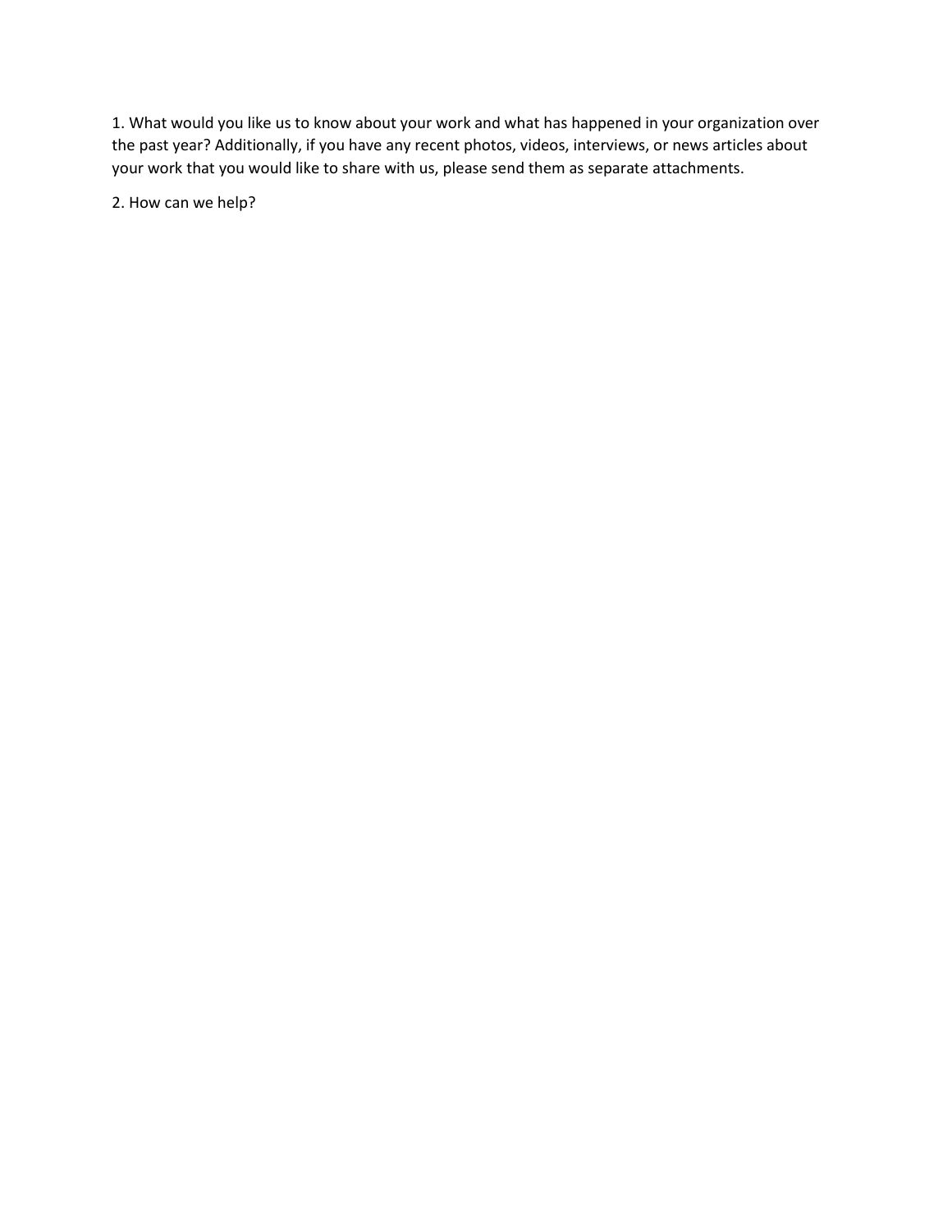1. What would you like us to know about your work and what has happened in your organization over the past year? Additionally, if you have any recent photos, videos, interviews, or news articles about your work that you would like to share with us, please send them as separate attachments.

2. How can we help?